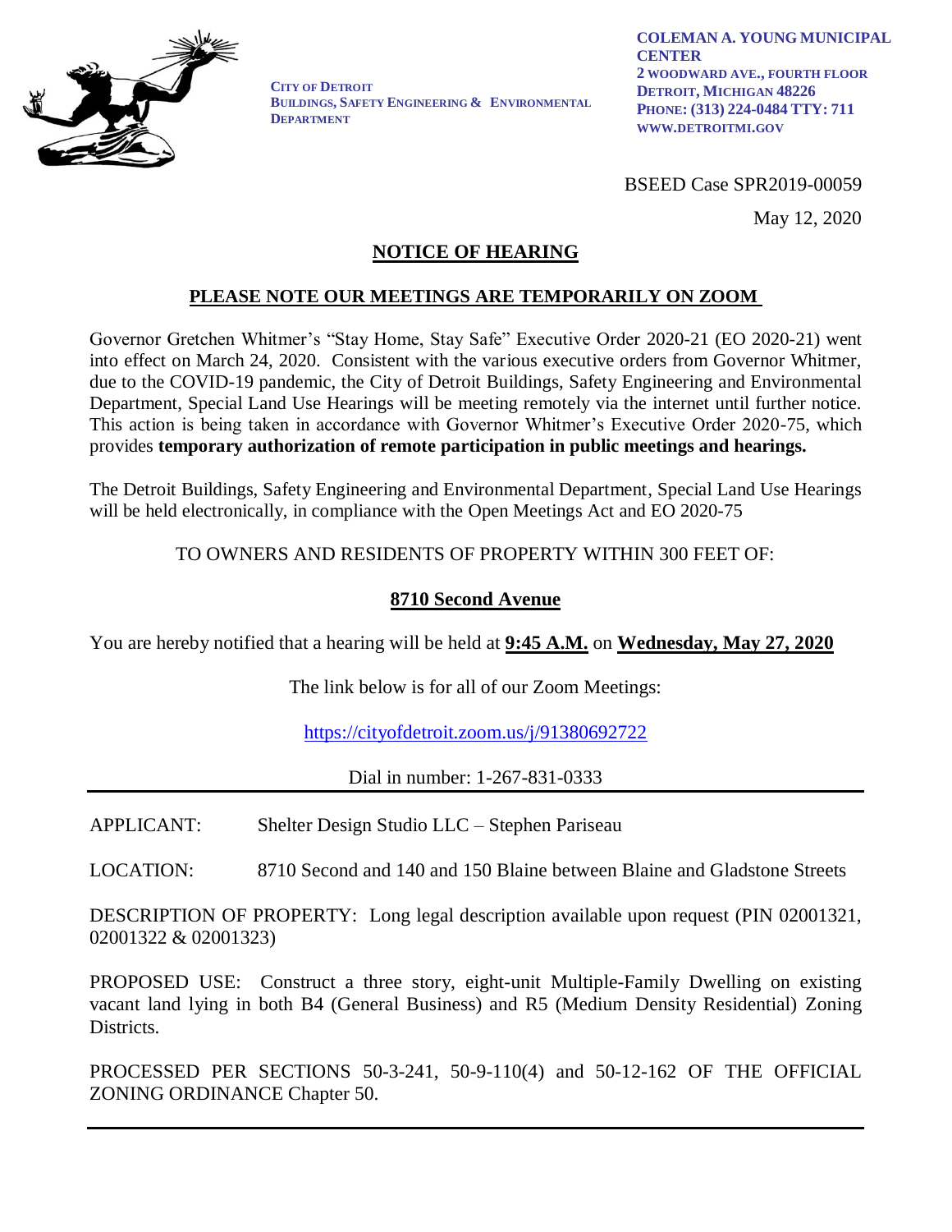**CITY OF DETROIT**
**BUILDINGS, SAFETY ENGINEERING & ENVIRONMENTAL DEPARTMENT**

**COLEMAN A. YOUNG MUNICIPAL CENTER**
**2 WOODWARD AVE., FOURTH FLOOR**
**DETROIT, MICHIGAN 48226**
**PHONE: (313) 224-0484 TTY: 711**
**WWW.DETROITMI.GOV**

BSEED Case SPR2019-00059

May 12, 2020

# NOTICE OF HEARING

## PLEASE NOTE OUR MEETINGS ARE TEMPORARILY ON ZOOM

Governor Gretchen Whitmer's "Stay Home, Stay Safe" Executive Order 2020-21 (EO 2020-21) went into effect on March 24, 2020. Consistent with the various executive orders from Governor Whitmer, due to the COVID-19 pandemic, the City of Detroit Buildings, Safety Engineering and Environmental Department, Special Land Use Hearings will be meeting remotely via the internet until further notice. This action is being taken in accordance with Governor Whitmer's Executive Order 2020-75, which provides **temporary authorization of remote participation in public meetings and hearings.**

The Detroit Buildings, Safety Engineering and Environmental Department, Special Land Use Hearings will be held electronically, in compliance with the Open Meetings Act and EO 2020-75

TO OWNERS AND RESIDENTS OF PROPERTY WITHIN 300 FEET OF:

**8710 Second Avenue**

You are hereby notified that a hearing will be held at **9:45 A.M.** on **Wednesday, May 27, 2020**

The link below is for all of our Zoom Meetings:

https://cityofdetroit.zoom.us/j/91380692722

Dial in number: 1-267-831-0333

---

APPLICANT: Shelter Design Studio LLC – Stephen Pariseau

LOCATION: 8710 Second and 140 and 150 Blaine between Blaine and Gladstone Streets

DESCRIPTION OF PROPERTY: Long legal description available upon request (PIN 02001321, 02001322 & 02001323)

PROPOSED USE: Construct a three story, eight-unit Multiple-Family Dwelling on existing vacant land lying in both B4 (General Business) and R5 (Medium Density Residential) Zoning Districts.

PROCESSED PER SECTIONS 50-3-241, 50-9-110(4) and 50-12-162 OF THE OFFICIAL ZONING ORDINANCE Chapter 50.

---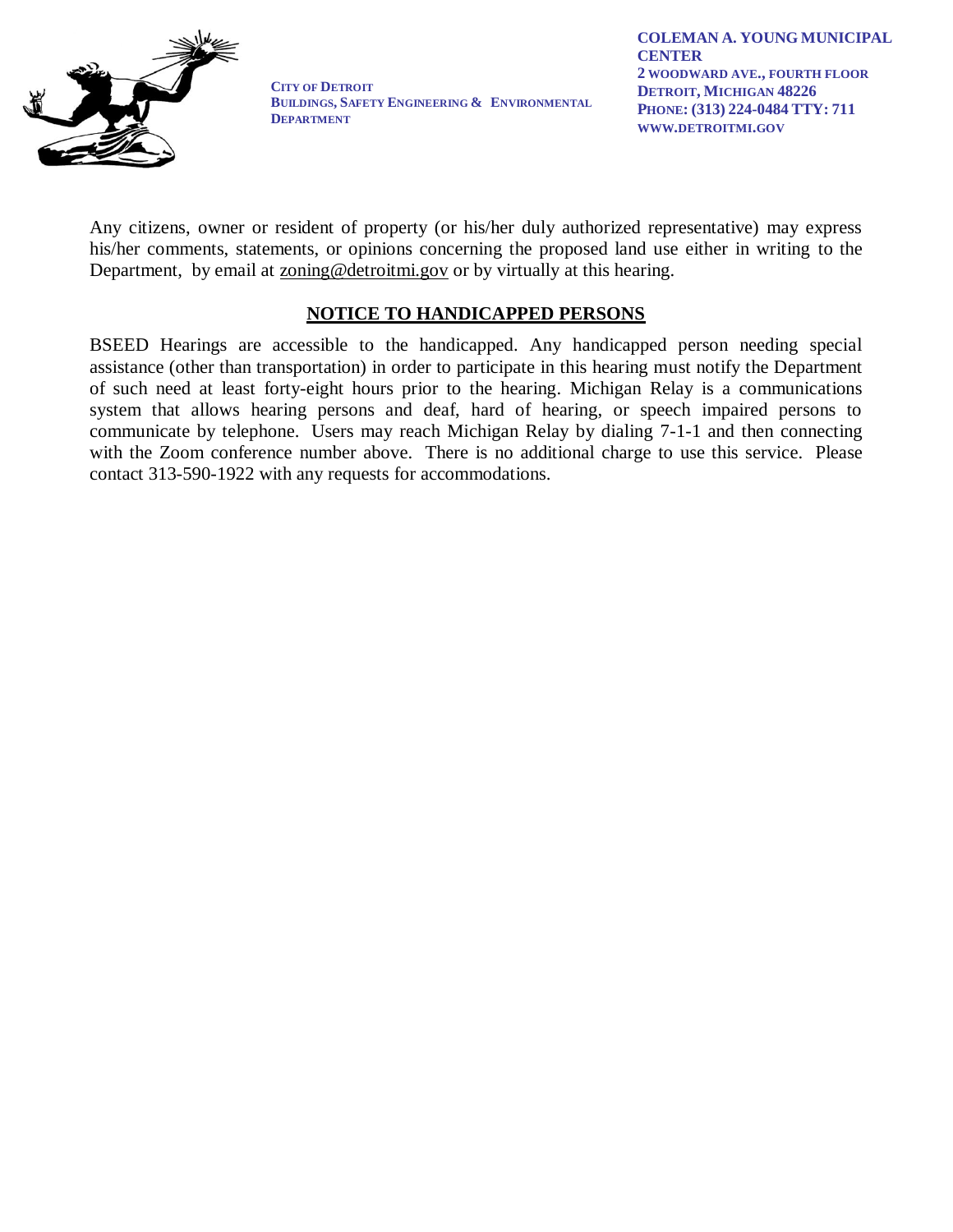CITY OF DETROIT
BUILDINGS, SAFETY ENGINEERING & ENVIRONMENTAL DEPARTMENT

COLEMAN A. YOUNG MUNICIPAL CENTER
2 WOODWARD AVE., FOURTH FLOOR
DETROIT, MICHIGAN 48226
PHONE: (313) 224-0484 TTY: 711
WWW.DETROITMI.GOV

Any citizens, owner or resident of property (or his/her duly authorized representative) may express his/her comments, statements, or opinions concerning the proposed land use either in writing to the Department, by email at zoning@detroitmi.gov or by virtually at this hearing.

## NOTICE TO HANDICAPPED PERSONS

BSEED Hearings are accessible to the handicapped. Any handicapped person needing special assistance (other than transportation) in order to participate in this hearing must notify the Department of such need at least forty-eight hours prior to the hearing. Michigan Relay is a communications system that allows hearing persons and deaf, hard of hearing, or speech impaired persons to communicate by telephone. Users may reach Michigan Relay by dialing 7-1-1 and then connecting with the Zoom conference number above. There is no additional charge to use this service. Please contact 313-590-1922 with any requests for accommodations.